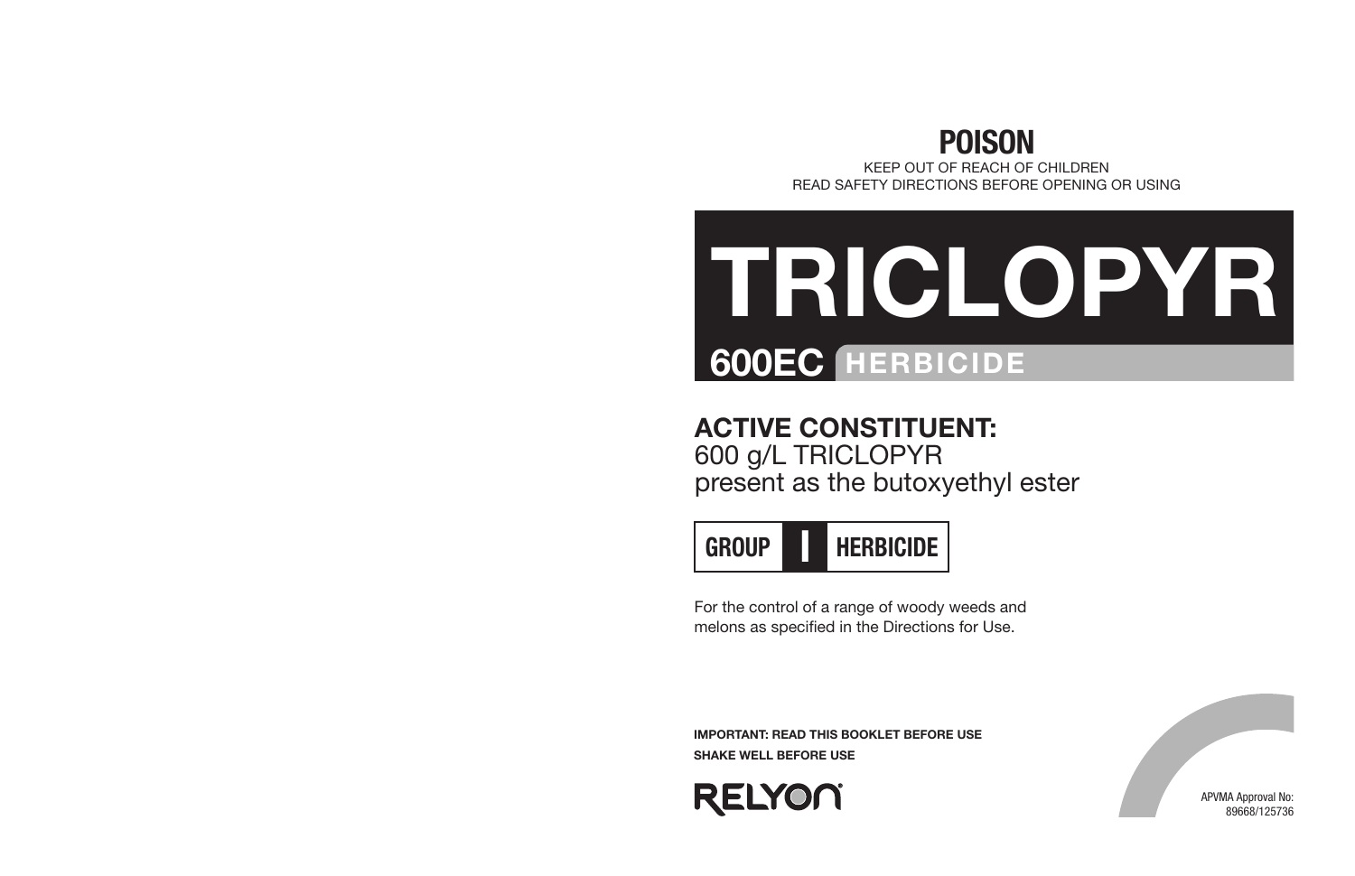# POISON

KEEP OUT OF REACH OF CHILDREN

READ SAFETY DIRECTIONS BEFORE OPENING OR USING

# TRICLOPYR

## 600EC HERBICIDE

**ACTIVE CONSTITUENT:**
600 g/L TRICLOPYR
present as the butoxyethyl ester

**GROUP I HERBICIDE**

For the control of a range of woody weeds and melons as specified in the Directions for Use.

**IMPORTANT: READ THIS BOOKLET BEFORE USE**

**SHAKE WELL BEFORE USE**

RELYON®

APVMA Approval No:
89668/125736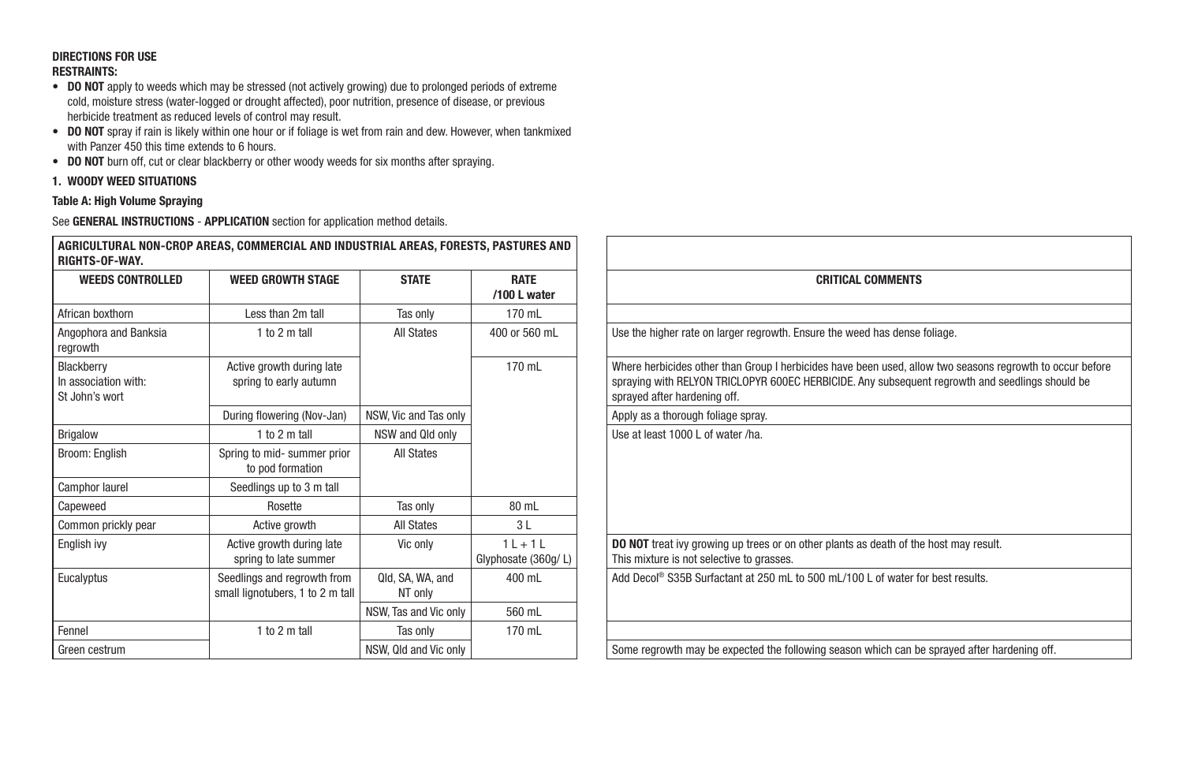**DIRECTIONS FOR USE**

**RESTRAINTS:**

- **DO NOT** apply to weeds which may be stressed (not actively growing) due to prolonged periods of extreme cold, moisture stress (water-logged or drought affected), poor nutrition, presence of disease, or previous herbicide treatment as reduced levels of control may result.
- **DO NOT** spray if rain is likely within one hour or if foliage is wet from rain and dew. However, when tankmixed with Panzer 450 this time extends to 6 hours.
- **DO NOT** burn off, cut or clear blackberry or other woody weeds for six months after spraying.

**1. WOODY WEED SITUATIONS**

**Table A: High Volume Spraying**

See **GENERAL INSTRUCTIONS** - **APPLICATION** section for application method details.

| AGRICULTURAL NON-CROP AREAS, COMMERCIAL AND INDUSTRIAL AREAS, FORESTS, PASTURES AND RIGHTS-OF-WAY. | | | | |
|---|---|---|---|---|
| **WEEDS CONTROLLED** | **WEED GROWTH STAGE** | **STATE** | **RATE /100 L water** | **CRITICAL COMMENTS** |
| African boxthorn | Less than 2m tall | Tas only | 170 mL | |
| Angophora and Banksia regrowth | 1 to 2 m tall | All States | 400 or 560 mL | Use the higher rate on larger regrowth. Ensure the weed has dense foliage. |
| Blackberry In association with: St John's wort | Active growth during late spring to early autumn | | 170 mL | Where herbicides other than Group I herbicides have been used, allow two seasons regrowth to occur before spraying with RELYON TRICLOPYR 600EC HERBICIDE. Any subsequent regrowth and seedlings should be sprayed after hardening off. |
| | During flowering (Nov-Jan) | NSW, Vic and Tas only | | Apply as a thorough foliage spray. |
| Brigalow | 1 to 2 m tall | NSW and Qld only | | Use at least 1000 L of water /ha. |
| Broom: English | Spring to mid- summer prior to pod formation | All States | | |
| Camphor laurel | Seedlings up to 3 m tall | | | |
| Capeweed | Rosette | Tas only | 80 mL | |
| Common prickly pear | Active growth | All States | 3 L | |
| English ivy | Active growth during late spring to late summer | Vic only | 1 L + 1 L Glyphosate (360g/ L) | **DO NOT** treat ivy growing up trees or on other plants as death of the host may result. This mixture is not selective to grasses. |
| Eucalyptus | Seedlings and regrowth from small lignotubers, 1 to 2 m tall | Qld, SA, WA, and NT only | 400 mL | Add Decol® S35B Surfactant at 250 mL to 500 mL/100 L of water for best results. |
| | | NSW, Tas and Vic only | 560 mL | |
| Fennel | 1 to 2 m tall | Tas only | 170 mL | |
| Green cestrum | | NSW, Qld and Vic only | | Some regrowth may be expected the following season which can be sprayed after hardening off. |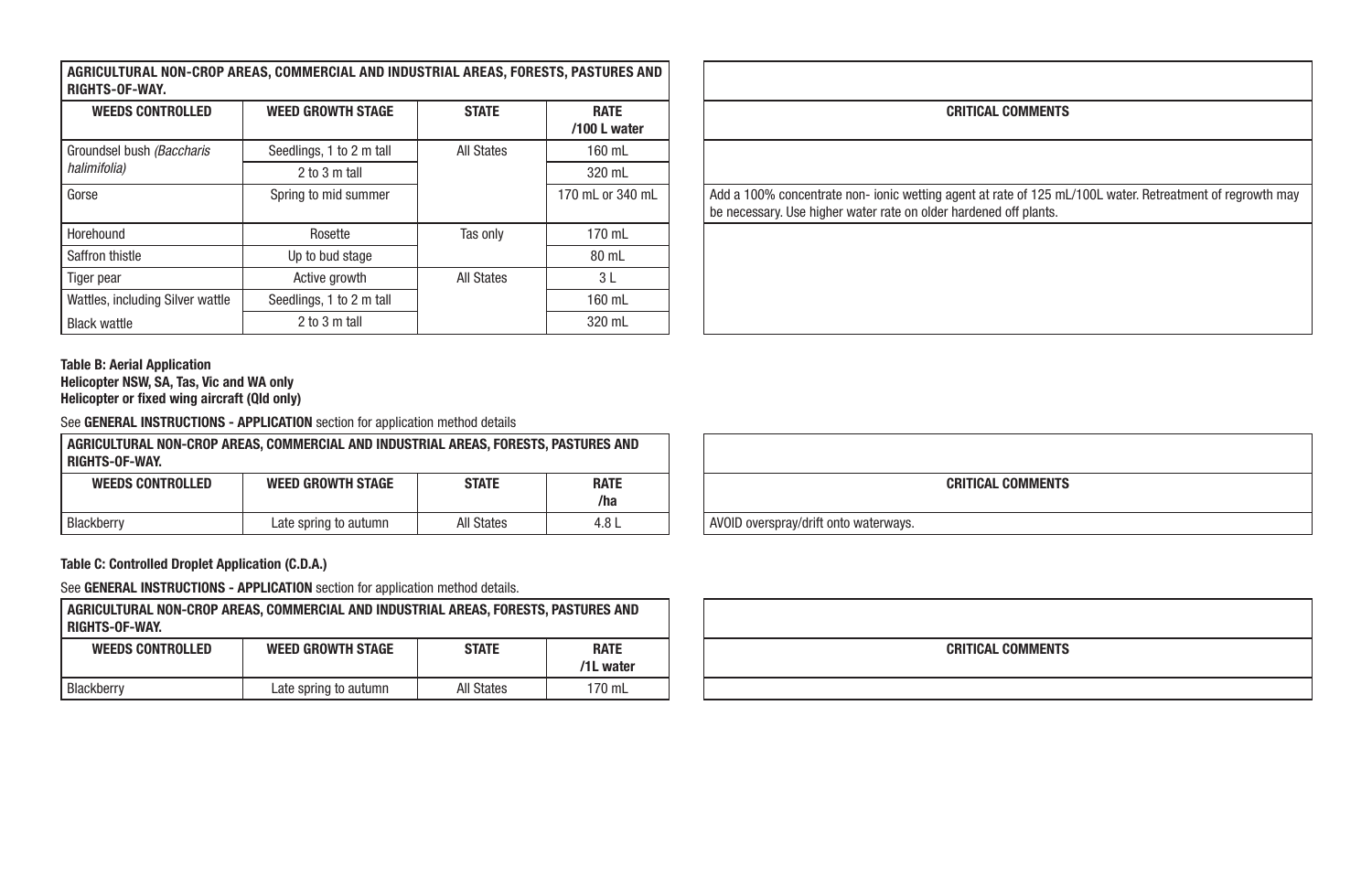| AGRICULTURAL NON-CROP AREAS, COMMERCIAL AND INDUSTRIAL AREAS, FORESTS, PASTURES AND RIGHTS-OF-WAY. | | | | |
|---|---|---|---|---|
| **WEEDS CONTROLLED** | **WEED GROWTH STAGE** | **STATE** | **RATE /100 L water** | **CRITICAL COMMENTS** |
| Groundsel bush *(Baccharis halimifolia)* | Seedlings, 1 to 2 m tall | All States | 160 mL | |
| | 2 to 3 m tall | | 320 mL | |
| Gorse | Spring to mid summer | | 170 mL or 340 mL | Add a 100% concentrate non- ionic wetting agent at rate of 125 mL/100L water. Retreatment of regrowth may be necessary. Use higher water rate on older hardened off plants. |
| Horehound | Rosette | Tas only | 170 mL | |
| Saffron thistle | Up to bud stage | | 80 mL | |
| Tiger pear | Active growth | All States | 3 L | |
| Wattles, including Silver wattle | Seedlings, 1 to 2 m tall | | 160 mL | |
| Black wattle | 2 to 3 m tall | | 320 mL | |

**Table B: Aerial Application**
**Helicopter NSW, SA, Tas, Vic and WA only**
**Helicopter or fixed wing aircraft (Qld only)**

See **GENERAL INSTRUCTIONS - APPLICATION** section for application method details

| AGRICULTURAL NON-CROP AREAS, COMMERCIAL AND INDUSTRIAL AREAS, FORESTS, PASTURES AND RIGHTS-OF-WAY. | | | | |
|---|---|---|---|---|
| **WEEDS CONTROLLED** | **WEED GROWTH STAGE** | **STATE** | **RATE /ha** | **CRITICAL COMMENTS** |
| Blackberry | Late spring to autumn | All States | 4.8 L | AVOID overspray/drift onto waterways. |

**Table C: Controlled Droplet Application (C.D.A.)**

See **GENERAL INSTRUCTIONS - APPLICATION** section for application method details.

| AGRICULTURAL NON-CROP AREAS, COMMERCIAL AND INDUSTRIAL AREAS, FORESTS, PASTURES AND RIGHTS-OF-WAY. | | | | |
|---|---|---|---|---|
| **WEEDS CONTROLLED** | **WEED GROWTH STAGE** | **STATE** | **RATE /1L water** | **CRITICAL COMMENTS** |
| Blackberry | Late spring to autumn | All States | 170 mL | |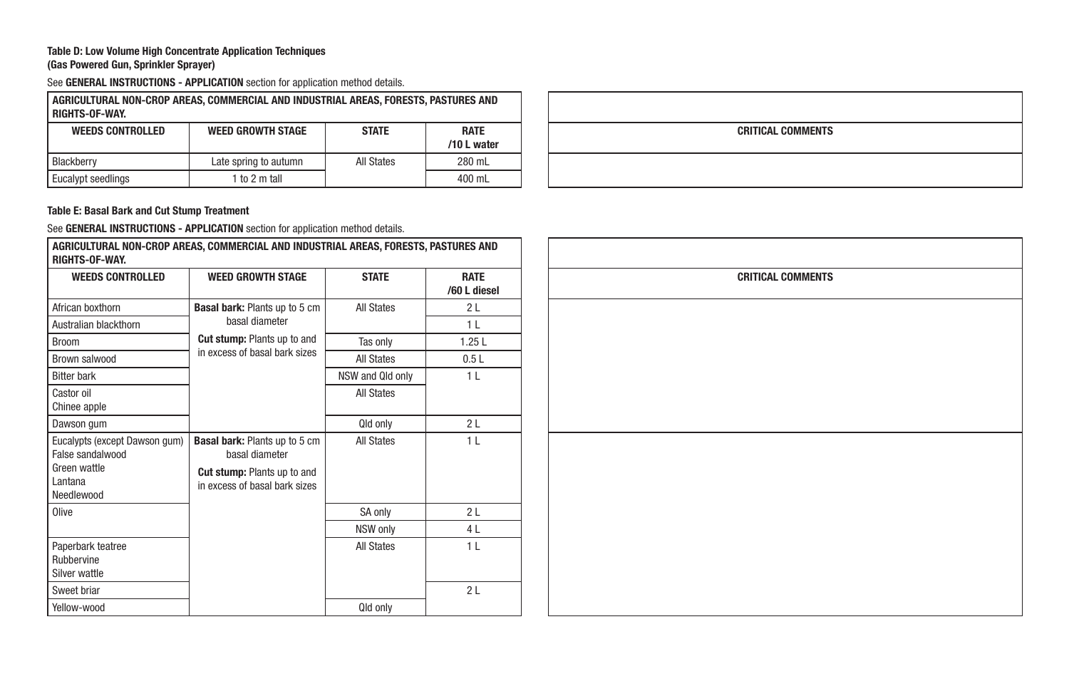**Table D: Low Volume High Concentrate Application Techniques**
**(Gas Powered Gun, Sprinkler Sprayer)**

See **GENERAL INSTRUCTIONS - APPLICATION** section for application method details.

| AGRICULTURAL NON-CROP AREAS, COMMERCIAL AND INDUSTRIAL AREAS, FORESTS, PASTURES AND RIGHTS-OF-WAY. | | | | |
|---|---|---|---|---|
| **WEEDS CONTROLLED** | **WEED GROWTH STAGE** | **STATE** | **RATE /10 L water** | **CRITICAL COMMENTS** |
| Blackberry | Late spring to autumn | All States | 280 mL | |
| Eucalypt seedlings | 1 to 2 m tall | | 400 mL | |

**Table E: Basal Bark and Cut Stump Treatment**

See **GENERAL INSTRUCTIONS - APPLICATION** section for application method details.

| AGRICULTURAL NON-CROP AREAS, COMMERCIAL AND INDUSTRIAL AREAS, FORESTS, PASTURES AND RIGHTS-OF-WAY. | | | | |
|---|---|---|---|---|
| **WEEDS CONTROLLED** | **WEED GROWTH STAGE** | **STATE** | **RATE /60 L diesel** | **CRITICAL COMMENTS** |
| African boxthorn | **Basal bark:** Plants up to 5 cm basal diameter<br>**Cut stump:** Plants up to and in excess of basal bark sizes | All States | 2 L | |
| Australian blackthorn | | | 1 L | |
| Broom | | Tas only | 1.25 L | |
| Brown salwood | | All States | 0.5 L | |
| Bitter bark | | NSW and Qld only | 1 L | |
| Castor oil<br>Chinee apple | | All States | | |
| Dawson gum | | Qld only | 2 L | |
| Eucalypts (except Dawson gum)<br>False sandalwood<br>Green wattle<br>Lantana<br>Needlewood | **Basal bark:** Plants up to 5 cm basal diameter<br>**Cut stump:** Plants up to and in excess of basal bark sizes | All States | 1 L | |
| Olive | | SA only | 2 L | |
| | | NSW only | 4 L | |
| Paperbark teatree<br>Rubbervine<br>Silver wattle | | All States | 1 L | |
| Sweet briar | | | 2 L | |
| Yellow-wood | | Qld only | | |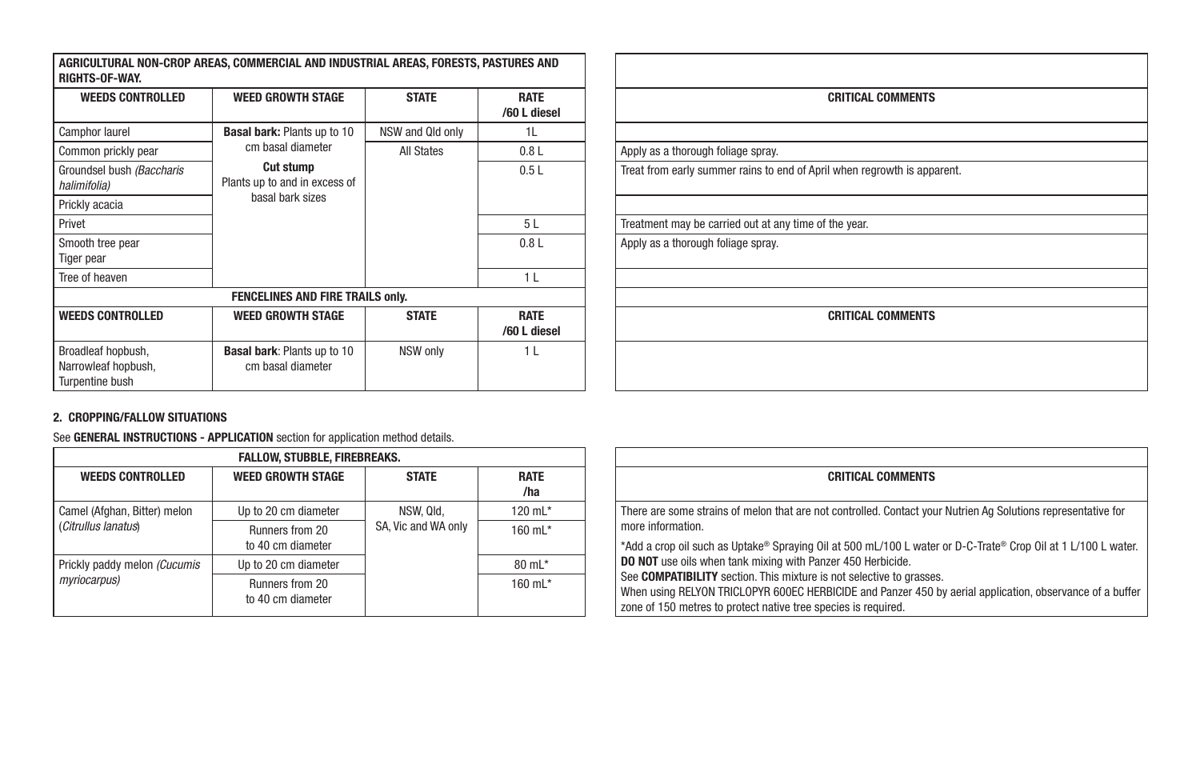| AGRICULTURAL NON-CROP AREAS, COMMERCIAL AND INDUSTRIAL AREAS, FORESTS, PASTURES AND RIGHTS-OF-WAY. | | | | |
|---|---|---|---|---|
| **WEEDS CONTROLLED** | **WEED GROWTH STAGE** | **STATE** | **RATE /60 L diesel** | **CRITICAL COMMENTS** |
| Camphor laurel | **Basal bark:** Plants up to 10 cm basal diameter **Cut stump** Plants up to and in excess of basal bark sizes | NSW and Qld only | 1L | |
| Common prickly pear | | All States | 0.8 L | Apply as a thorough foliage spray. |
| Groundsel bush *(Baccharis halimifolia)* | | | 0.5 L | Treat from early summer rains to end of April when regrowth is apparent. |
| Prickly acacia | | | | |
| Privet | | | 5 L | Treatment may be carried out at any time of the year. |
| Smooth tree pear Tiger pear | | | 0.8 L | Apply as a thorough foliage spray. |
| Tree of heaven | | | 1 L | |
| **FENCELINES AND FIRE TRAILS only.** | | | | |
| **WEEDS CONTROLLED** | **WEED GROWTH STAGE** | **STATE** | **RATE /60 L diesel** | **CRITICAL COMMENTS** |
| Broadleaf hopbush, Narrowleaf hopbush, Turpentine bush | **Basal bark**: Plants up to 10 cm basal diameter | NSW only | 1 L | |

**2. CROPPING/FALLOW SITUATIONS**

See **GENERAL INSTRUCTIONS - APPLICATION** section for application method details.

| FALLOW, STUBBLE, FIREBREAKS. | | | | |
|---|---|---|---|---|
| **WEEDS CONTROLLED** | **WEED GROWTH STAGE** | **STATE** | **RATE /ha** | **CRITICAL COMMENTS** |
| Camel (Afghan, Bitter) melon (*Citrullus lanatus*) | Up to 20 cm diameter | NSW, Qld, SA, Vic and WA only | 120 mL* | There are some strains of melon that are not controlled. Contact your Nutrien Ag Solutions representative for more information. *Add a crop oil such as Uptake® Spraying Oil at 500 mL/100 L water or D-C-Trate® Crop Oil at 1 L/100 L water. **DO NOT** use oils when tank mixing with Panzer 450 Herbicide. See **COMPATIBILITY** section. This mixture is not selective to grasses. When using RELYON TRICLOPYR 600EC HERBICIDE and Panzer 450 by aerial application, observance of a buffer zone of 150 metres to protect native tree species is required. |
| | Runners from 20 to 40 cm diameter | | 160 mL* | |
| Prickly paddy melon *(Cucumis myriocarpus)* | Up to 20 cm diameter | | 80 mL* | |
| | Runners from 20 to 40 cm diameter | | 160 mL* | |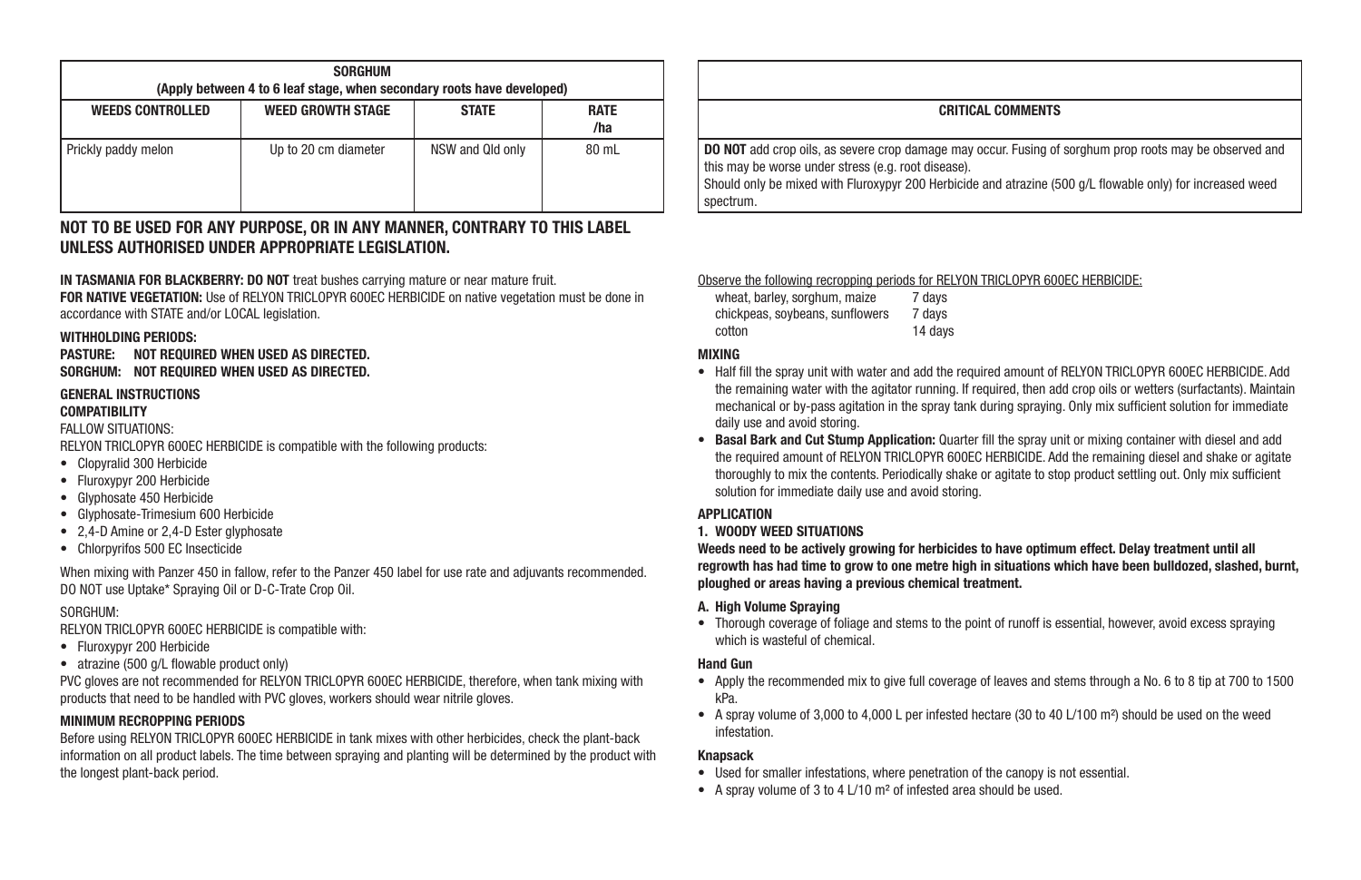| SORGHUM (Apply between 4 to 6 leaf stage, when secondary roots have developed) | | | | |
|---|---|---|---|---|
| **WEEDS CONTROLLED** | **WEED GROWTH STAGE** | **STATE** | **RATE /ha** | **CRITICAL COMMENTS** |
| Prickly paddy melon | Up to 20 cm diameter | NSW and Qld only | 80 mL | **DO NOT** add crop oils, as severe crop damage may occur. Fusing of sorghum prop roots may be observed and this may be worse under stress (e.g. root disease). Should only be mixed with Fluroxypyr 200 Herbicide and atrazine (500 g/L flowable only) for increased weed spectrum. |

**NOT TO BE USED FOR ANY PURPOSE, OR IN ANY MANNER, CONTRARY TO THIS LABEL UNLESS AUTHORISED UNDER APPROPRIATE LEGISLATION.**

**IN TASMANIA FOR BLACKBERRY: DO NOT** treat bushes carrying mature or near mature fruit.
**FOR NATIVE VEGETATION:** Use of RELYON TRICLOPYR 600EC HERBICIDE on native vegetation must be done in accordance with STATE and/or LOCAL legislation.

**WITHHOLDING PERIODS:**
**PASTURE: NOT REQUIRED WHEN USED AS DIRECTED.**
**SORGHUM: NOT REQUIRED WHEN USED AS DIRECTED.**

**GENERAL INSTRUCTIONS**

**COMPATIBILITY**

FALLOW SITUATIONS:

RELYON TRICLOPYR 600EC HERBICIDE is compatible with the following products:

- Clopyralid 300 Herbicide
- Fluroxypyr 200 Herbicide
- Glyphosate 450 Herbicide
- Glyphosate-Trimesium 600 Herbicide
- 2,4-D Amine or 2,4-D Ester glyphosate
- Chlorpyrifos 500 EC Insecticide

When mixing with Panzer 450 in fallow, refer to the Panzer 450 label for use rate and adjuvants recommended. DO NOT use Uptake* Spraying Oil or D-C-Trate Crop Oil.

SORGHUM:

RELYON TRICLOPYR 600EC HERBICIDE is compatible with:

- Fluroxypyr 200 Herbicide
- atrazine (500 g/L flowable product only)

PVC gloves are not recommended for RELYON TRICLOPYR 600EC HERBICIDE, therefore, when tank mixing with products that need to be handled with PVC gloves, workers should wear nitrile gloves.

**MINIMUM RECROPPING PERIODS**

Before using RELYON TRICLOPYR 600EC HERBICIDE in tank mixes with other herbicides, check the plant-back information on all product labels. The time between spraying and planting will be determined by the product with the longest plant-back period.

Observe the following recropping periods for RELYON TRICLOPYR 600EC HERBICIDE:

| | |
|---|---|
| wheat, barley, sorghum, maize | 7 days |
| chickpeas, soybeans, sunflowers | 7 days |
| cotton | 14 days |

**MIXING**

- Half fill the spray unit with water and add the required amount of RELYON TRICLOPYR 600EC HERBICIDE. Add the remaining water with the agitator running. If required, then add crop oils or wetters (surfactants). Maintain mechanical or by-pass agitation in the spray tank during spraying. Only mix sufficient solution for immediate daily use and avoid storing.
- **Basal Bark and Cut Stump Application:** Quarter fill the spray unit or mixing container with diesel and add the required amount of RELYON TRICLOPYR 600EC HERBICIDE. Add the remaining diesel and shake or agitate thoroughly to mix the contents. Periodically shake or agitate to stop product settling out. Only mix sufficient solution for immediate daily use and avoid storing.

**APPLICATION**

**1. WOODY WEED SITUATIONS**

**Weeds need to be actively growing for herbicides to have optimum effect. Delay treatment until all regrowth has had time to grow to one metre high in situations which have been bulldozed, slashed, burnt, ploughed or areas having a previous chemical treatment.**

**A. High Volume Spraying**

- Thorough coverage of foliage and stems to the point of runoff is essential, however, avoid excess spraying which is wasteful of chemical.

**Hand Gun**

- Apply the recommended mix to give full coverage of leaves and stems through a No. 6 to 8 tip at 700 to 1500 kPa.
- A spray volume of 3,000 to 4,000 L per infested hectare (30 to 40 L/100 m²) should be used on the weed infestation.

**Knapsack**

- Used for smaller infestations, where penetration of the canopy is not essential.
- A spray volume of 3 to 4 L/10 m² of infested area should be used.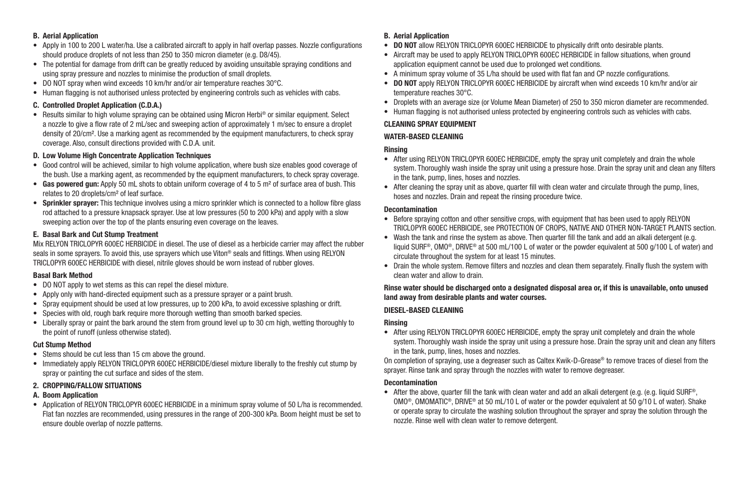#### B. Aerial Application

- Apply in 100 to 200 L water/ha. Use a calibrated aircraft to apply in half overlap passes. Nozzle configurations should produce droplets of not less than 250 to 350 micron diameter (e.g. D8/45).
- The potential for damage from drift can be greatly reduced by avoiding unsuitable spraying conditions and using spray pressure and nozzles to minimise the production of small droplets.
- DO NOT spray when wind exceeds 10 km/hr and/or air temperature reaches 30°C.
- Human flagging is not authorised unless protected by engineering controls such as vehicles with cabs.

#### C. Controlled Droplet Application (C.D.A.)

- Results similar to high volume spraying can be obtained using Micron Herbi® or similar equipment. Select a nozzle to give a flow rate of 2 mL/sec and sweeping action of approximately 1 m/sec to ensure a droplet density of 20/cm². Use a marking agent as recommended by the equipment manufacturers, to check spray coverage. Also, consult directions provided with C.D.A. unit.

#### D. Low Volume High Concentrate Application Techniques

- Good control will be achieved, similar to high volume application, where bush size enables good coverage of the bush. Use a marking agent, as recommended by the equipment manufacturers, to check spray coverage.
- **Gas powered gun:** Apply 50 mL shots to obtain uniform coverage of 4 to 5 m² of surface area of bush. This relates to 20 droplets/cm² of leaf surface.
- **Sprinkler sprayer:** This technique involves using a micro sprinkler which is connected to a hollow fibre glass rod attached to a pressure knapsack sprayer. Use at low pressures (50 to 200 kPa) and apply with a slow sweeping action over the top of the plants ensuring even coverage on the leaves.

#### E. Basal Bark and Cut Stump Treatment

Mix RELYON TRICLOPYR 600EC HERBICIDE in diesel. The use of diesel as a herbicide carrier may affect the rubber seals in some sprayers. To avoid this, use sprayers which use Viton® seals and fittings. When using RELYON TRICLOPYR 600EC HERBICIDE with diesel, nitrile gloves should be worn instead of rubber gloves.

#### Basal Bark Method

- DO NOT apply to wet stems as this can repel the diesel mixture.
- Apply only with hand-directed equipment such as a pressure sprayer or a paint brush.
- Spray equipment should be used at low pressures, up to 200 kPa, to avoid excessive splashing or drift.
- Species with old, rough bark require more thorough wetting than smooth barked species.
- Liberally spray or paint the bark around the stem from ground level up to 30 cm high, wetting thoroughly to the point of runoff (unless otherwise stated).

#### Cut Stump Method

- Stems should be cut less than 15 cm above the ground.
- Immediately apply RELYON TRICLOPYR 600EC HERBICIDE/diesel mixture liberally to the freshly cut stump by spray or painting the cut surface and sides of the stem.

### 2. CROPPING/FALLOW SITUATIONS

#### A. Boom Application

- Application of RELYON TRICLOPYR 600EC HERBICIDE in a minimum spray volume of 50 L/ha is recommended. Flat fan nozzles are recommended, using pressures in the range of 200-300 kPa. Boom height must be set to ensure double overlap of nozzle patterns.

#### B. Aerial Application

- **DO NOT** allow RELYON TRICLOPYR 600EC HERBICIDE to physically drift onto desirable plants.
- Aircraft may be used to apply RELYON TRICLOPYR 600EC HERBICIDE in fallow situations, when ground application equipment cannot be used due to prolonged wet conditions.
- A minimum spray volume of 35 L/ha should be used with flat fan and CP nozzle configurations.
- **DO NOT** apply RELYON TRICLOPYR 600EC HERBICIDE by aircraft when wind exceeds 10 km/hr and/or air temperature reaches 30°C.
- Droplets with an average size (or Volume Mean Diameter) of 250 to 350 micron diameter are recommended.
- Human flagging is not authorised unless protected by engineering controls such as vehicles with cabs.

### CLEANING SPRAY EQUIPMENT

#### WATER-BASED CLEANING

#### Rinsing

- After using RELYON TRICLOPYR 600EC HERBICIDE, empty the spray unit completely and drain the whole system. Thoroughly wash inside the spray unit using a pressure hose. Drain the spray unit and clean any filters in the tank, pump, lines, hoses and nozzles.
- After cleaning the spray unit as above, quarter fill with clean water and circulate through the pump, lines, hoses and nozzles. Drain and repeat the rinsing procedure twice.

#### Decontamination

- Before spraying cotton and other sensitive crops, with equipment that has been used to apply RELYON TRICLOPYR 600EC HERBICIDE, see PROTECTION OF CROPS, NATIVE AND OTHER NON-TARGET PLANTS section.
- Wash the tank and rinse the system as above. Then quarter fill the tank and add an alkali detergent (e.g. liquid SURF®, OMO®, DRIVE® at 500 mL/100 L of water or the powder equivalent at 500 g/100 L of water) and circulate throughout the system for at least 15 minutes.
- Drain the whole system. Remove filters and nozzles and clean them separately. Finally flush the system with clean water and allow to drain.

**Rinse water should be discharged onto a designated disposal area or, if this is unavailable, onto unused land away from desirable plants and water courses.**

#### DIESEL-BASED CLEANING

#### Rinsing

- After using RELYON TRICLOPYR 600EC HERBICIDE, empty the spray unit completely and drain the whole system. Thoroughly wash inside the spray unit using a pressure hose. Drain the spray unit and clean any filters in the tank, pump, lines, hoses and nozzles.

On completion of spraying, use a degreaser such as Caltex Kwik-D-Grease® to remove traces of diesel from the sprayer. Rinse tank and spray through the nozzles with water to remove degreaser.

#### Decontamination

- After the above, quarter fill the tank with clean water and add an alkali detergent (e.g. (e.g. liquid SURF®, OMO®, OMOMATIC®, DRIVE® at 50 mL/10 L of water or the powder equivalent at 50 g/10 L of water). Shake or operate spray to circulate the washing solution throughout the sprayer and spray the solution through the nozzle. Rinse well with clean water to remove detergent.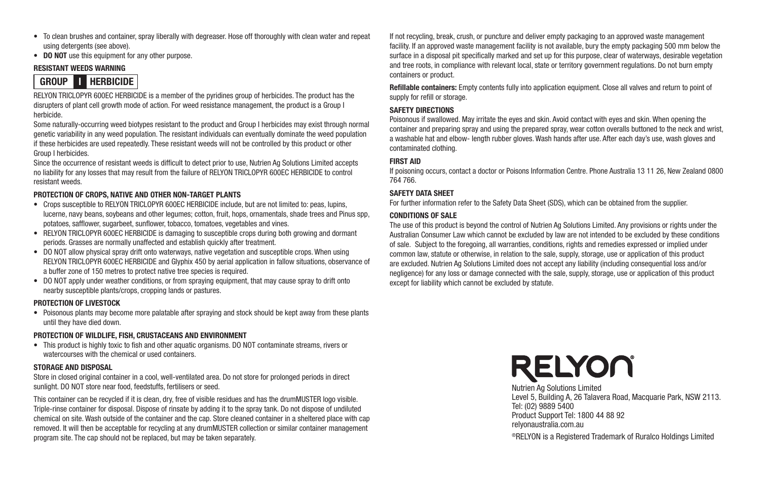- To clean brushes and container, spray liberally with degreaser. Hose off thoroughly with clean water and repeat using detergents (see above).
- **DO NOT** use this equipment for any other purpose.

### RESISTANT WEEDS WARNING

**GROUP I HERBICIDE**

RELYON TRICLOPYR 600EC HERBICIDE is a member of the pyridines group of herbicides. The product has the disrupters of plant cell growth mode of action. For weed resistance management, the product is a Group I herbicide.

Some naturally-occurring weed biotypes resistant to the product and Group I herbicides may exist through normal genetic variability in any weed population. The resistant individuals can eventually dominate the weed population if these herbicides are used repeatedly. These resistant weeds will not be controlled by this product or other Group I herbicides.

Since the occurrence of resistant weeds is difficult to detect prior to use, Nutrien Ag Solutions Limited accepts no liability for any losses that may result from the failure of RELYON TRICLOPYR 600EC HERBICIDE to control resistant weeds.

### PROTECTION OF CROPS, NATIVE AND OTHER NON-TARGET PLANTS

- Crops susceptible to RELYON TRICLOPYR 600EC HERBICIDE include, but are not limited to: peas, lupins, lucerne, navy beans, soybeans and other legumes; cotton, fruit, hops, ornamentals, shade trees and Pinus spp, potatoes, safflower, sugarbeet, sunflower, tobacco, tomatoes, vegetables and vines.
- RELYON TRICLOPYR 600EC HERBICIDE is damaging to susceptible crops during both growing and dormant periods. Grasses are normally unaffected and establish quickly after treatment.
- DO NOT allow physical spray drift onto waterways, native vegetation and susceptible crops. When using RELYON TRICLOPYR 600EC HERBICIDE and Glyphix 450 by aerial application in fallow situations, observance of a buffer zone of 150 metres to protect native tree species is required.
- DO NOT apply under weather conditions, or from spraying equipment, that may cause spray to drift onto nearby susceptible plants/crops, cropping lands or pastures.

### PROTECTION OF LIVESTOCK

- Poisonous plants may become more palatable after spraying and stock should be kept away from these plants until they have died down.

### PROTECTION OF WILDLIFE, FISH, CRUSTACEANS AND ENVIRONMENT

- This product is highly toxic to fish and other aquatic organisms. DO NOT contaminate streams, rivers or watercourses with the chemical or used containers.

### STORAGE AND DISPOSAL

Store in closed original container in a cool, well-ventilated area. Do not store for prolonged periods in direct sunlight. DO NOT store near food, feedstuffs, fertilisers or seed.

This container can be recycled if it is clean, dry, free of visible residues and has the drumMUSTER logo visible. Triple-rinse container for disposal. Dispose of rinsate by adding it to the spray tank. Do not dispose of undiluted chemical on site. Wash outside of the container and the cap. Store cleaned container in a sheltered place with cap removed. It will then be acceptable for recycling at any drumMUSTER collection or similar container management program site. The cap should not be replaced, but may be taken separately.

If not recycling, break, crush, or puncture and deliver empty packaging to an approved waste management facility. If an approved waste management facility is not available, bury the empty packaging 500 mm below the surface in a disposal pit specifically marked and set up for this purpose, clear of waterways, desirable vegetation and tree roots, in compliance with relevant local, state or territory government regulations. Do not burn empty containers or product.

**Refillable containers:** Empty contents fully into application equipment. Close all valves and return to point of supply for refill or storage.

### SAFETY DIRECTIONS

Poisonous if swallowed. May irritate the eyes and skin. Avoid contact with eyes and skin. When opening the container and preparing spray and using the prepared spray, wear cotton overalls buttoned to the neck and wrist, a washable hat and elbow- length rubber gloves. Wash hands after use. After each day's use, wash gloves and contaminated clothing.

### FIRST AID

If poisoning occurs, contact a doctor or Poisons Information Centre. Phone Australia 13 11 26, New Zealand 0800 764 766.

### SAFETY DATA SHEET

For further information refer to the Safety Data Sheet (SDS), which can be obtained from the supplier.

### CONDITIONS OF SALE

The use of this product is beyond the control of Nutrien Ag Solutions Limited. Any provisions or rights under the Australian Consumer Law which cannot be excluded by law are not intended to be excluded by these conditions of sale. Subject to the foregoing, all warranties, conditions, rights and remedies expressed or implied under common law, statute or otherwise, in relation to the sale, supply, storage, use or application of this product are excluded. Nutrien Ag Solutions Limited does not accept any liability (including consequential loss and/or negligence) for any loss or damage connected with the sale, supply, storage, use or application of this product except for liability which cannot be excluded by statute.

RELYON®

Nutrien Ag Solutions Limited
Level 5, Building A, 26 Talavera Road, Macquarie Park, NSW 2113.
Tel: (02) 9889 5400
Product Support Tel: 1800 44 88 92
relyonaustralia.com.au

®RELYON is a Registered Trademark of Ruralco Holdings Limited